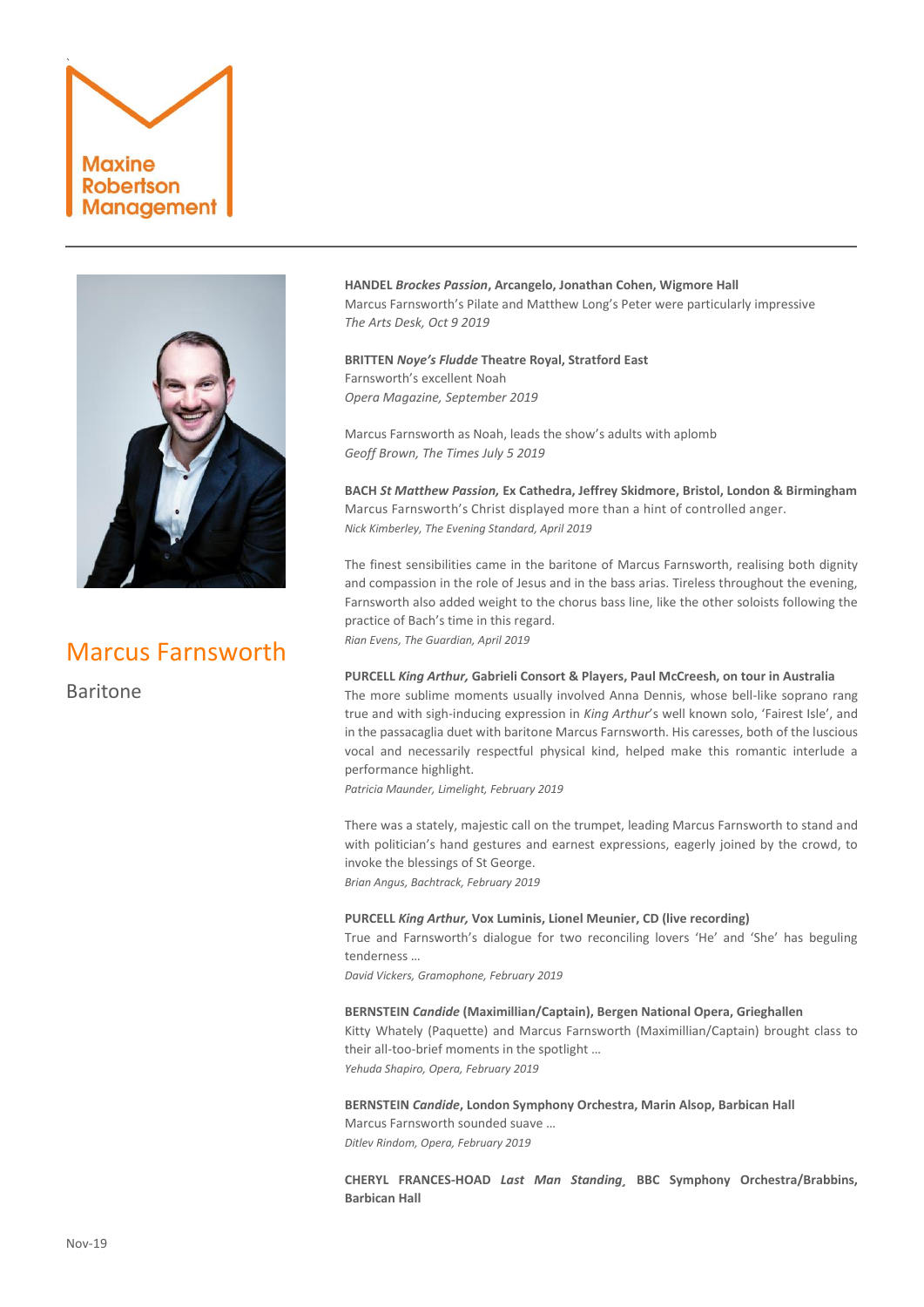Maxine Robertson Management

# Marcus Farnsworth

## Baritone

**HANDEL *Brockes Passion*, Arcangelo, Jonathan Cohen, Wigmore Hall**
Marcus Farnsworth's Pilate and Matthew Long's Peter were particularly impressive
*The Arts Desk, Oct 9 2019*

**BRITTEN *Noye's Fludde* Theatre Royal, Stratford East**
Farnsworth's excellent Noah
*Opera Magazine, September 2019*

Marcus Farnsworth as Noah, leads the show's adults with aplomb
*Geoff Brown, The Times July 5 2019*

**BACH *St Matthew Passion,* Ex Cathedra, Jeffrey Skidmore, Bristol, London & Birmingham**
Marcus Farnsworth's Christ displayed more than a hint of controlled anger.
*Nick Kimberley, The Evening Standard, April 2019*

The finest sensibilities came in the baritone of Marcus Farnsworth, realising both dignity and compassion in the role of Jesus and in the bass arias. Tireless throughout the evening, Farnsworth also added weight to the chorus bass line, like the other soloists following the practice of Bach's time in this regard.
*Rian Evens, The Guardian, April 2019*

**PURCELL *King Arthur,* Gabrieli Consort & Players, Paul McCreesh, on tour in Australia**
The more sublime moments usually involved Anna Dennis, whose bell-like soprano rang true and with sigh-inducing expression in *King Arthur*'s well known solo, 'Fairest Isle', and in the passacaglia duet with baritone Marcus Farnsworth. His caresses, both of the luscious vocal and necessarily respectful physical kind, helped make this romantic interlude a performance highlight.
*Patricia Maunder, Limelight, February 2019*

There was a stately, majestic call on the trumpet, leading Marcus Farnsworth to stand and with politician's hand gestures and earnest expressions, eagerly joined by the crowd, to invoke the blessings of St George.
*Brian Angus, Bachtrack, February 2019*

**PURCELL *King Arthur,* Vox Luminis, Lionel Meunier, CD (live recording)**
True and Farnsworth's dialogue for two reconciling lovers 'He' and 'She' has beguling tenderness …
*David Vickers, Gramophone, February 2019*

**BERNSTEIN *Candide* (Maximillian/Captain), Bergen National Opera, Grieghallen**
Kitty Whately (Paquette) and Marcus Farnsworth (Maximillian/Captain) brought class to their all-too-brief moments in the spotlight …
*Yehuda Shapiro, Opera, February 2019*

**BERNSTEIN *Candide*, London Symphony Orchestra, Marin Alsop, Barbican Hall**
Marcus Farnsworth sounded suave …
*Ditlev Rindom, Opera, February 2019*

**CHERYL FRANCES-HOAD *Last Man Standing*, BBC Symphony Orchestra/Brabbins, Barbican Hall**

Nov-19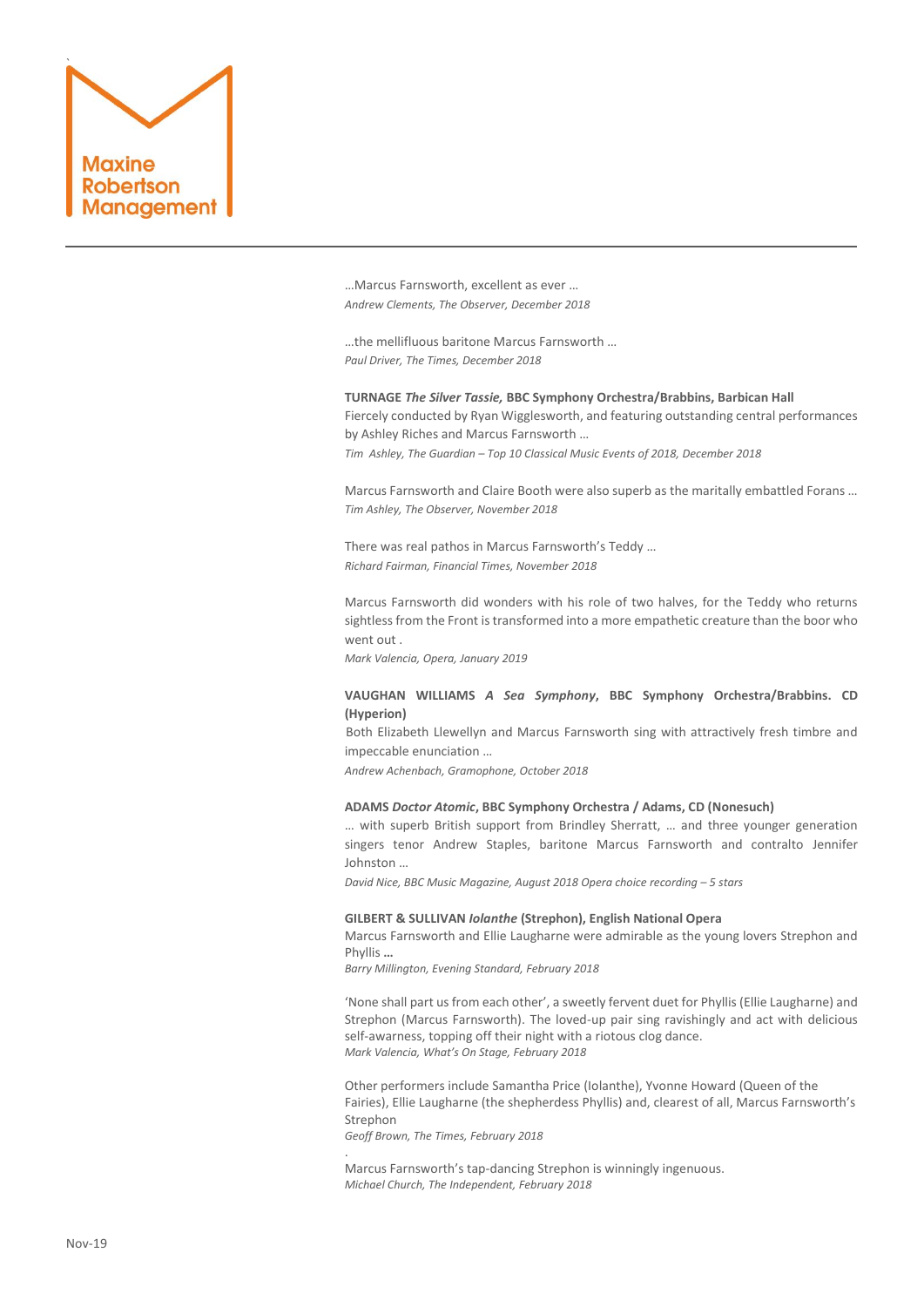…Marcus Farnsworth, excellent as ever …
*Andrew Clements, The Observer, December 2018*

…the mellifluous baritone Marcus Farnsworth …
*Paul Driver, The Times, December 2018*

**TURNAGE *The Silver Tassie,* BBC Symphony Orchestra/Brabbins, Barbican Hall**
Fiercely conducted by Ryan Wigglesworth, and featuring outstanding central performances by Ashley Riches and Marcus Farnsworth …
*Tim Ashley, The Guardian – Top 10 Classical Music Events of 2018, December 2018*

Marcus Farnsworth and Claire Booth were also superb as the maritally embattled Forans …
*Tim Ashley, The Observer, November 2018*

There was real pathos in Marcus Farnsworth's Teddy …
*Richard Fairman, Financial Times, November 2018*

Marcus Farnsworth did wonders with his role of two halves, for the Teddy who returns sightless from the Front is transformed into a more empathetic creature than the boor who went out .
*Mark Valencia, Opera, January 2019*

**VAUGHAN WILLIAMS *A Sea Symphony*, BBC Symphony Orchestra/Brabbins. CD (Hyperion)**
Both Elizabeth Llewellyn and Marcus Farnsworth sing with attractively fresh timbre and impeccable enunciation …
*Andrew Achenbach, Gramophone, October 2018*

**ADAMS *Doctor Atomic*, BBC Symphony Orchestra / Adams, CD (Nonesuch)**
… with superb British support from Brindley Sherratt, … and three younger generation singers tenor Andrew Staples, baritone Marcus Farnsworth and contralto Jennifer Johnston …
*David Nice, BBC Music Magazine, August 2018 Opera choice recording – 5 stars*

**GILBERT & SULLIVAN *Iolanthe* (Strephon), English National Opera**
Marcus Farnsworth and Ellie Laugharne were admirable as the young lovers Strephon and Phyllis **…**
*Barry Millington, Evening Standard, February 2018*

'None shall part us from each other', a sweetly fervent duet for Phyllis (Ellie Laugharne) and Strephon (Marcus Farnsworth). The loved-up pair sing ravishingly and act with delicious self-awarness, topping off their night with a riotous clog dance.
*Mark Valencia, What's On Stage, February 2018*

Other performers include Samantha Price (Iolanthe), Yvonne Howard (Queen of the Fairies), Ellie Laugharne (the shepherdess Phyllis) and, clearest of all, Marcus Farnsworth's Strephon
*Geoff Brown, The Times, February 2018*

Marcus Farnsworth's tap-dancing Strephon is winningly ingenuous.
*Michael Church, The Independent, February 2018*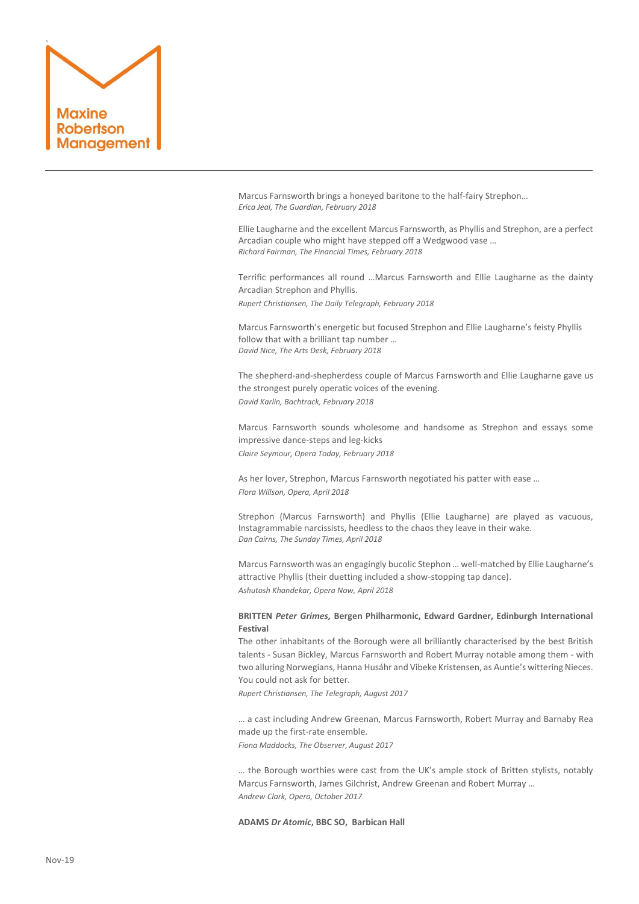Marcus Farnsworth brings a honeyed baritone to the half-fairy Strephon…
*Erica Jeal, The Guardian, February 2018*

Ellie Laugharne and the excellent Marcus Farnsworth, as Phyllis and Strephon, are a perfect Arcadian couple who might have stepped off a Wedgwood vase …
*Richard Fairman, The Financial Times, February 2018*

Terrific performances all round …Marcus Farnsworth and Ellie Laugharne as the dainty Arcadian Strephon and Phyllis.
*Rupert Christiansen, The Daily Telegraph, February 2018*

Marcus Farnsworth's energetic but focused Strephon and Ellie Laugharne's feisty Phyllis follow that with a brilliant tap number …
*David Nice, The Arts Desk, February 2018*

The shepherd-and-shepherdess couple of Marcus Farnsworth and Ellie Laugharne gave us the strongest purely operatic voices of the evening.
*David Karlin, Bachtrack, February 2018*

Marcus Farnsworth sounds wholesome and handsome as Strephon and essays some impressive dance-steps and leg-kicks
*Claire Seymour, Opera Today, February 2018*

As her lover, Strephon, Marcus Farnsworth negotiated his patter with ease …
*Flora Willson, Opera, April 2018*

Strephon (Marcus Farnsworth) and Phyllis (Ellie Laugharne) are played as vacuous, Instagrammable narcissists, heedless to the chaos they leave in their wake.
*Dan Cairns, The Sunday Times, April 2018*

Marcus Farnsworth was an engagingly bucolic Stephon … well-matched by Ellie Laugharne's attractive Phyllis (their duetting included a show-stopping tap dance).
*Ashutosh Khandekar, Opera Now, April 2018*

**BRITTEN *Peter Grimes,* Bergen Philharmonic, Edward Gardner, Edinburgh International Festival**

The other inhabitants of the Borough were all brilliantly characterised by the best British talents - Susan Bickley, Marcus Farnsworth and Robert Murray notable among them - with two alluring Norwegians, Hanna Husáhr and Vibeke Kristensen, as Auntie's wittering Nieces. You could not ask for better.
*Rupert Christiansen, The Telegraph, August 2017*

… a cast including Andrew Greenan, Marcus Farnsworth, Robert Murray and Barnaby Rea made up the first-rate ensemble.
*Fiona Maddocks, The Observer, August 2017*

… the Borough worthies were cast from the UK's ample stock of Britten stylists, notably Marcus Farnsworth, James Gilchrist, Andrew Greenan and Robert Murray …
*Andrew Clark, Opera, October 2017*

**ADAMS *Dr Atomic*, BBC SO, Barbican Hall**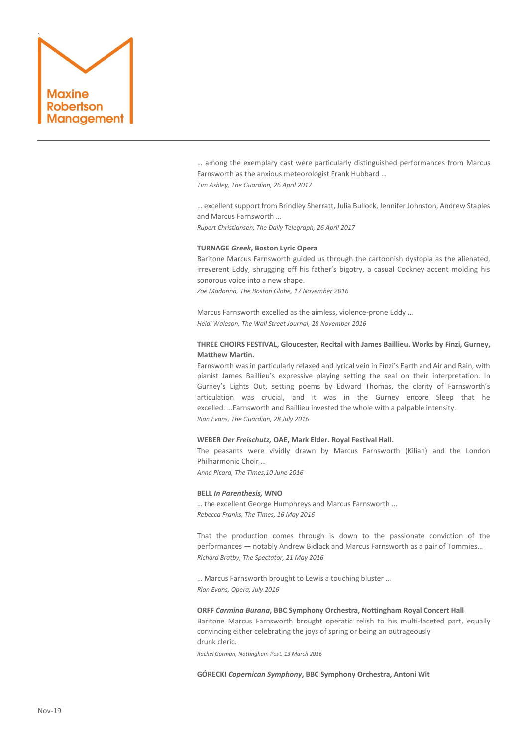… among the exemplary cast were particularly distinguished performances from Marcus Farnsworth as the anxious meteorologist Frank Hubbard …
*Tim Ashley, The Guardian, 26 April 2017*

… excellent support from Brindley Sherratt, Julia Bullock, Jennifer Johnston, Andrew Staples and Marcus Farnsworth …
*Rupert Christiansen, The Daily Telegraph, 26 April 2017*

**TURNAGE *Greek*, Boston Lyric Opera**
Baritone Marcus Farnsworth guided us through the cartoonish dystopia as the alienated, irreverent Eddy, shrugging off his father's bigotry, a casual Cockney accent molding his sonorous voice into a new shape.
*Zoe Madonna, The Boston Globe, 17 November 2016*

Marcus Farnsworth excelled as the aimless, violence-prone Eddy …
*Heidi Waleson, The Wall Street Journal, 28 November 2016*

**THREE CHOIRS FESTIVAL, Gloucester, Recital with James Baillieu. Works by Finzi, Gurney, Matthew Martin.**
Farnsworth was in particularly relaxed and lyrical vein in Finzi's Earth and Air and Rain, with pianist James Baillieu's expressive playing setting the seal on their interpretation. In Gurney's Lights Out, setting poems by Edward Thomas, the clarity of Farnsworth's articulation was crucial, and it was in the Gurney encore Sleep that he excelled. …Farnsworth and Baillieu invested the whole with a palpable intensity.
*Rian Evans, The Guardian, 28 July 2016*

**WEBER *Der Freischutz,* OAE, Mark Elder. Royal Festival Hall.**
The peasants were vividly drawn by Marcus Farnsworth (Kilian) and the London Philharmonic Choir …
*Anna Picard, The Times,10 June 2016*

**BELL *In Parenthesis,* WNO**
… the excellent George Humphreys and Marcus Farnsworth ...
*Rebecca Franks, The Times, 16 May 2016*

That the production comes through is down to the passionate conviction of the performances — notably Andrew Bidlack and Marcus Farnsworth as a pair of Tommies…
*Richard Bratby, The Spectator, 21 May 2016*

… Marcus Farnsworth brought to Lewis a touching bluster …
*Rian Evans, Opera, July 2016*

**ORFF *Carmina Burana*, BBC Symphony Orchestra, Nottingham Royal Concert Hall**
Baritone Marcus Farnsworth brought operatic relish to his multi-faceted part, equally convincing either celebrating the joys of spring or being an outrageously drunk cleric.
*Rachel Gorman, Nottingham Post, 13 March 2016*

**GÓRECKI *Copernican Symphony*, BBC Symphony Orchestra, Antoni Wit**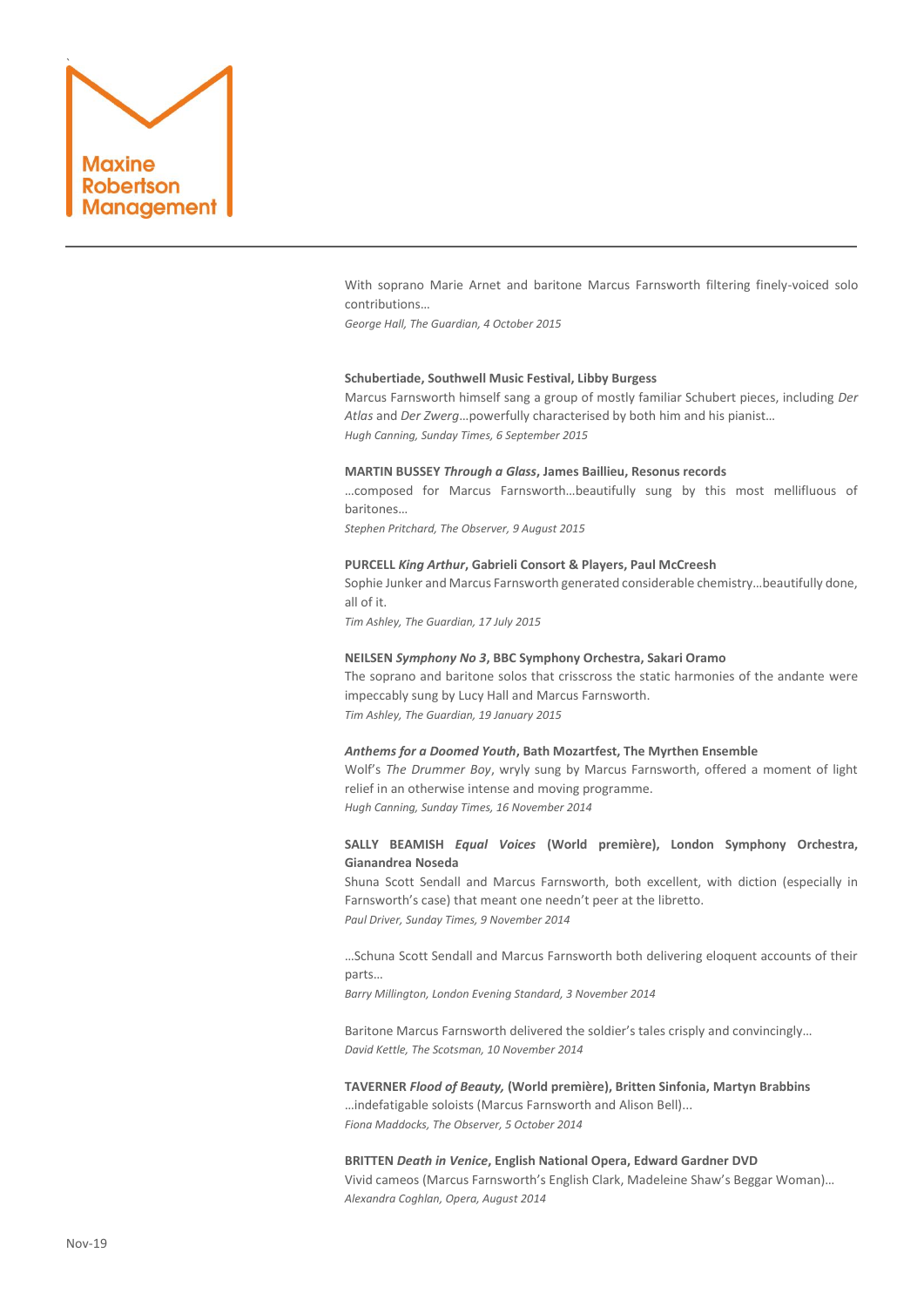With soprano Marie Arnet and baritone Marcus Farnsworth filtering finely-voiced solo contributions…
*George Hall, The Guardian, 4 October 2015*

**Schubertiade, Southwell Music Festival, Libby Burgess**
Marcus Farnsworth himself sang a group of mostly familiar Schubert pieces, including *Der Atlas* and *Der Zwerg*…powerfully characterised by both him and his pianist…
*Hugh Canning, Sunday Times, 6 September 2015*

**MARTIN BUSSEY *Through a Glass*, James Baillieu, Resonus records**
…composed for Marcus Farnsworth…beautifully sung by this most mellifluous of baritones…
*Stephen Pritchard, The Observer, 9 August 2015*

**PURCELL *King Arthur*, Gabrieli Consort & Players, Paul McCreesh**
Sophie Junker and Marcus Farnsworth generated considerable chemistry…beautifully done, all of it.
*Tim Ashley, The Guardian, 17 July 2015*

**NEILSEN *Symphony No 3*, BBC Symphony Orchestra, Sakari Oramo**
The soprano and baritone solos that crisscross the static harmonies of the andante were impeccably sung by Lucy Hall and Marcus Farnsworth.
*Tim Ashley, The Guardian, 19 January 2015*

***Anthems for a Doomed Youth*, Bath Mozartfest, The Myrthen Ensemble**
Wolf's *The Drummer Boy*, wryly sung by Marcus Farnsworth, offered a moment of light relief in an otherwise intense and moving programme.
*Hugh Canning, Sunday Times, 16 November 2014*

**SALLY BEAMISH *Equal Voices* (World première), London Symphony Orchestra, Gianandrea Noseda**
Shuna Scott Sendall and Marcus Farnsworth, both excellent, with diction (especially in Farnsworth's case) that meant one needn't peer at the libretto.
*Paul Driver, Sunday Times, 9 November 2014*

…Schuna Scott Sendall and Marcus Farnsworth both delivering eloquent accounts of their parts…
*Barry Millington, London Evening Standard, 3 November 2014*

Baritone Marcus Farnsworth delivered the soldier's tales crisply and convincingly…
*David Kettle, The Scotsman, 10 November 2014*

**TAVERNER *Flood of Beauty,* (World première), Britten Sinfonia, Martyn Brabbins**
…indefatigable soloists (Marcus Farnsworth and Alison Bell)...
*Fiona Maddocks, The Observer, 5 October 2014*

**BRITTEN *Death in Venice*, English National Opera, Edward Gardner DVD**
Vivid cameos (Marcus Farnsworth's English Clark, Madeleine Shaw's Beggar Woman)…
*Alexandra Coghlan, Opera, August 2014*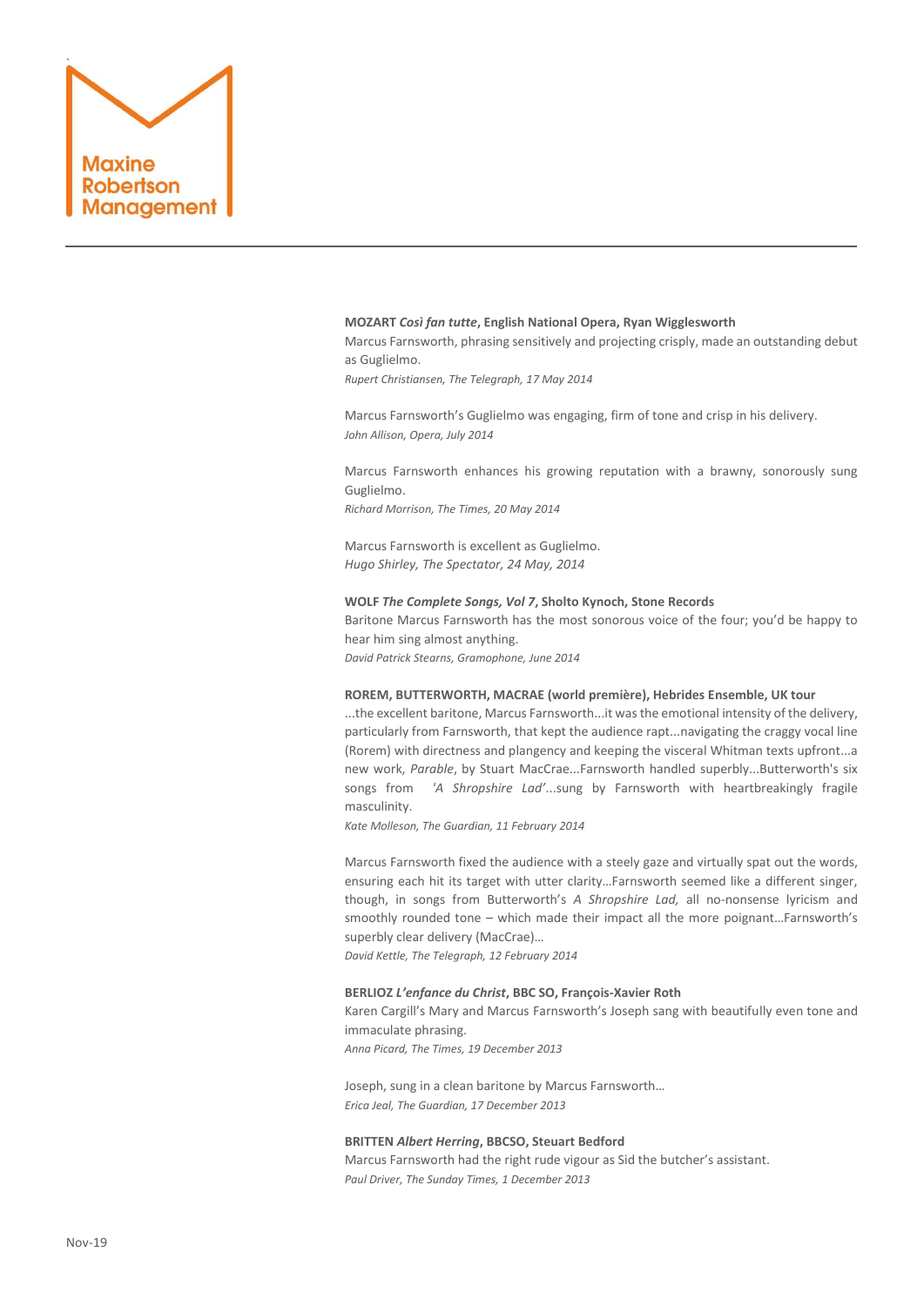**MOZART *Così fan tutte*, English National Opera, Ryan Wigglesworth**

Marcus Farnsworth, phrasing sensitively and projecting crisply, made an outstanding debut as Guglielmo.

*Rupert Christiansen, The Telegraph, 17 May 2014*

Marcus Farnsworth's Guglielmo was engaging, firm of tone and crisp in his delivery.

*John Allison, Opera, July 2014*

Marcus Farnsworth enhances his growing reputation with a brawny, sonorously sung Guglielmo.

*Richard Morrison, The Times, 20 May 2014*

Marcus Farnsworth is excellent as Guglielmo.

*Hugo Shirley, The Spectator, 24 May, 2014*

**WOLF *The Complete Songs, Vol 7*, Sholto Kynoch, Stone Records**

Baritone Marcus Farnsworth has the most sonorous voice of the four; you'd be happy to hear him sing almost anything.

*David Patrick Stearns, Gramophone, June 2014*

**ROREM, BUTTERWORTH, MACRAE (world première), Hebrides Ensemble, UK tour**

...the excellent baritone, Marcus Farnsworth...it was the emotional intensity of the delivery, particularly from Farnsworth, that kept the audience rapt...navigating the craggy vocal line (Rorem) with directness and plangency and keeping the visceral Whitman texts upfront...a new work, *Parable*, by Stuart MacCrae...Farnsworth handled superbly...Butterworth's six songs from *'A Shropshire Lad'*...sung by Farnsworth with heartbreakingly fragile masculinity.

*Kate Molleson, The Guardian, 11 February 2014*

Marcus Farnsworth fixed the audience with a steely gaze and virtually spat out the words, ensuring each hit its target with utter clarity…Farnsworth seemed like a different singer, though, in songs from Butterworth's *A Shropshire Lad,* all no-nonsense lyricism and smoothly rounded tone – which made their impact all the more poignant…Farnsworth's superbly clear delivery (MacCrae)…

*David Kettle, The Telegraph, 12 February 2014*

**BERLIOZ *L'enfance du Christ*, BBC SO, François-Xavier Roth**

Karen Cargill's Mary and Marcus Farnsworth's Joseph sang with beautifully even tone and immaculate phrasing.

*Anna Picard, The Times, 19 December 2013*

Joseph, sung in a clean baritone by Marcus Farnsworth…

*Erica Jeal, The Guardian, 17 December 2013*

**BRITTEN *Albert Herring*, BBCSO, Steuart Bedford**

Marcus Farnsworth had the right rude vigour as Sid the butcher's assistant.

*Paul Driver, The Sunday Times, 1 December 2013*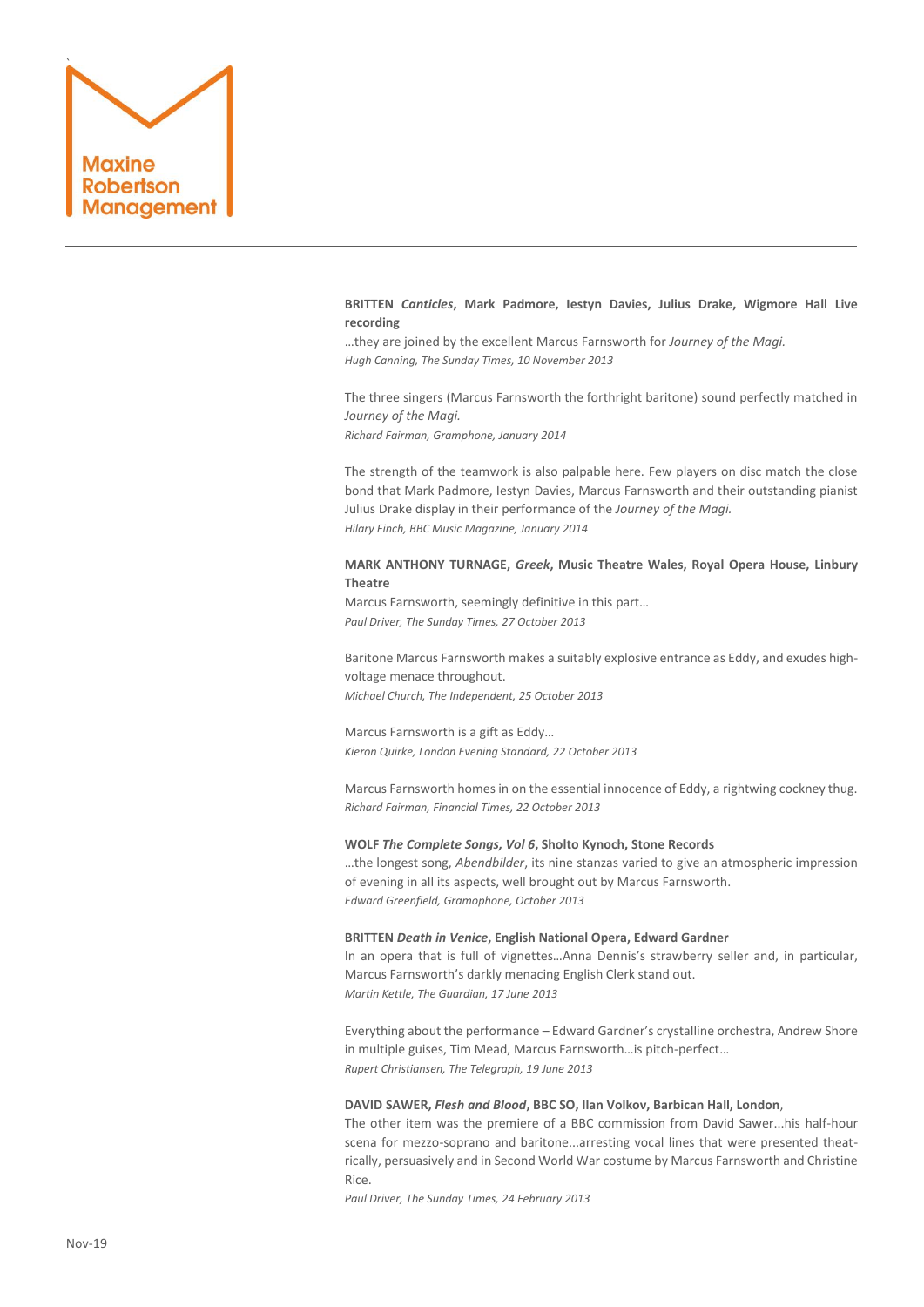**BRITTEN *Canticles*, Mark Padmore, Iestyn Davies, Julius Drake, Wigmore Hall Live recording**

…they are joined by the excellent Marcus Farnsworth for *Journey of the Magi.*

*Hugh Canning, The Sunday Times, 10 November 2013*

The three singers (Marcus Farnsworth the forthright baritone) sound perfectly matched in *Journey of the Magi.*

*Richard Fairman, Gramphone, January 2014*

The strength of the teamwork is also palpable here. Few players on disc match the close bond that Mark Padmore, Iestyn Davies, Marcus Farnsworth and their outstanding pianist Julius Drake display in their performance of the *Journey of the Magi.*

*Hilary Finch, BBC Music Magazine, January 2014*

**MARK ANTHONY TURNAGE, *Greek*, Music Theatre Wales, Royal Opera House, Linbury Theatre**

Marcus Farnsworth, seemingly definitive in this part…

*Paul Driver, The Sunday Times, 27 October 2013*

Baritone Marcus Farnsworth makes a suitably explosive entrance as Eddy, and exudes high-voltage menace throughout.

*Michael Church, The Independent, 25 October 2013*

Marcus Farnsworth is a gift as Eddy…

*Kieron Quirke, London Evening Standard, 22 October 2013*

Marcus Farnsworth homes in on the essential innocence of Eddy, a rightwing cockney thug.

*Richard Fairman, Financial Times, 22 October 2013*

**WOLF *The Complete Songs, Vol 6*, Sholto Kynoch, Stone Records**

…the longest song, *Abendbilder*, its nine stanzas varied to give an atmospheric impression of evening in all its aspects, well brought out by Marcus Farnsworth.

*Edward Greenfield, Gramophone, October 2013*

**BRITTEN *Death in Venice*, English National Opera, Edward Gardner**

In an opera that is full of vignettes…Anna Dennis's strawberry seller and, in particular, Marcus Farnsworth's darkly menacing English Clerk stand out.

*Martin Kettle, The Guardian, 17 June 2013*

Everything about the performance – Edward Gardner's crystalline orchestra, Andrew Shore in multiple guises, Tim Mead, Marcus Farnsworth…is pitch-perfect…

*Rupert Christiansen, The Telegraph, 19 June 2013*

**DAVID SAWER, *Flesh and Blood*, BBC SO, Ilan Volkov, Barbican Hall, London**,

The other item was the premiere of a BBC commission from David Sawer...his half-hour scena for mezzo-soprano and baritone...arresting vocal lines that were presented theat-rically, persuasively and in Second World War costume by Marcus Farnsworth and Christine Rice.

*Paul Driver, The Sunday Times, 24 February 2013*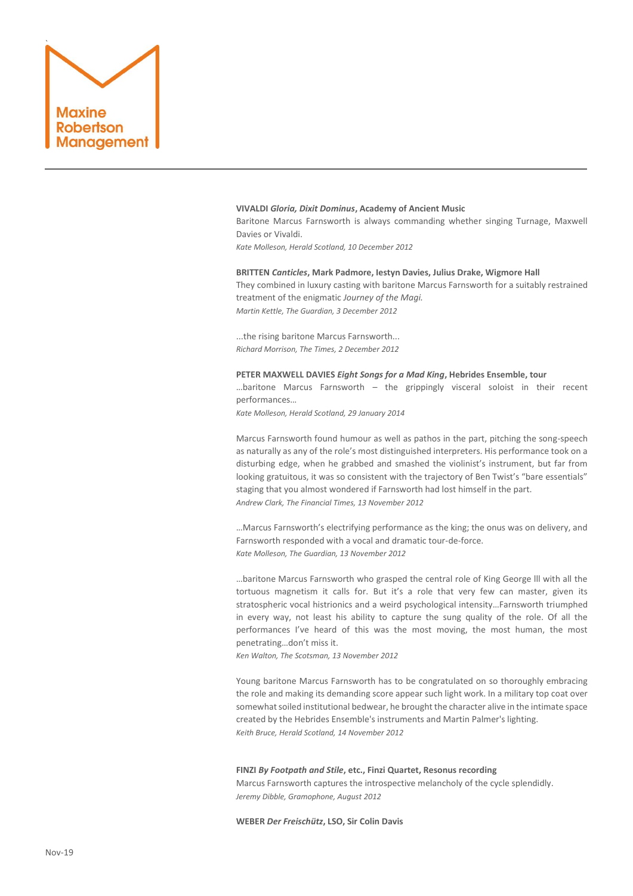**VIVALDI *Gloria, Dixit Dominus*, Academy of Ancient Music**

Baritone Marcus Farnsworth is always commanding whether singing Turnage, Maxwell Davies or Vivaldi.

*Kate Molleson, Herald Scotland, 10 December 2012*

**BRITTEN *Canticles*, Mark Padmore, Iestyn Davies, Julius Drake, Wigmore Hall**

They combined in luxury casting with baritone Marcus Farnsworth for a suitably restrained treatment of the enigmatic *Journey of the Magi.*

*Martin Kettle, The Guardian, 3 December 2012*

...the rising baritone Marcus Farnsworth...

*Richard Morrison, The Times, 2 December 2012*

**PETER MAXWELL DAVIES *Eight Songs for a Mad King*, Hebrides Ensemble, tour**

…baritone Marcus Farnsworth – the grippingly visceral soloist in their recent performances…

*Kate Molleson, Herald Scotland, 29 January 2014*

Marcus Farnsworth found humour as well as pathos in the part, pitching the song-speech as naturally as any of the role's most distinguished interpreters. His performance took on a disturbing edge, when he grabbed and smashed the violinist's instrument, but far from looking gratuitous, it was so consistent with the trajectory of Ben Twist's "bare essentials" staging that you almost wondered if Farnsworth had lost himself in the part.

*Andrew Clark, The Financial Times, 13 November 2012*

…Marcus Farnsworth's electrifying performance as the king; the onus was on delivery, and Farnsworth responded with a vocal and dramatic tour-de-force.

*Kate Molleson, The Guardian, 13 November 2012*

…baritone Marcus Farnsworth who grasped the central role of King George lll with all the tortuous magnetism it calls for. But it's a role that very few can master, given its stratospheric vocal histrionics and a weird psychological intensity…Farnsworth triumphed in every way, not least his ability to capture the sung quality of the role. Of all the performances I've heard of this was the most moving, the most human, the most penetrating…don't miss it.

*Ken Walton, The Scotsman, 13 November 2012*

Young baritone Marcus Farnsworth has to be congratulated on so thoroughly embracing the role and making its demanding score appear such light work. In a military top coat over somewhat soiled institutional bedwear, he brought the character alive in the intimate space created by the Hebrides Ensemble's instruments and Martin Palmer's lighting.

*Keith Bruce, Herald Scotland, 14 November 2012*

**FINZI *By Footpath and Stile*, etc., Finzi Quartet, Resonus recording**

Marcus Farnsworth captures the introspective melancholy of the cycle splendidly.

*Jeremy Dibble, Gramophone, August 2012*

**WEBER *Der Freischütz*, LSO, Sir Colin Davis**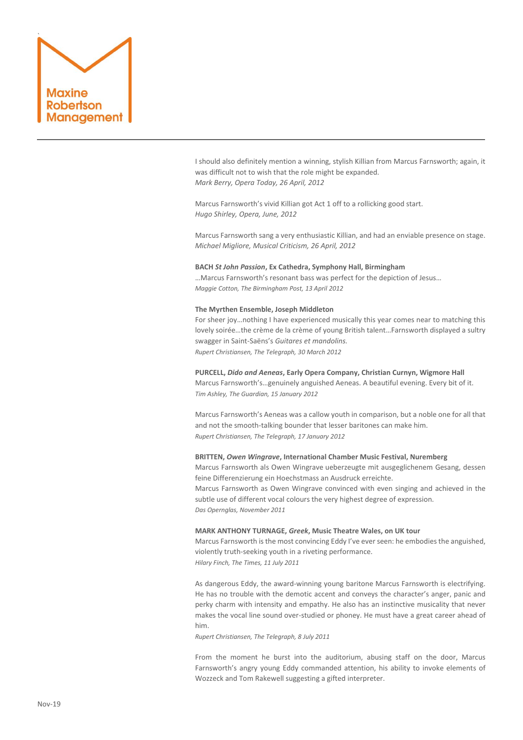I should also definitely mention a winning, stylish Killian from Marcus Farnsworth; again, it was difficult not to wish that the role might be expanded.
*Mark Berry, Opera Today, 26 April, 2012*

Marcus Farnsworth's vivid Killian got Act 1 off to a rollicking good start.
*Hugo Shirley, Opera, June, 2012*

Marcus Farnsworth sang a very enthusiastic Killian, and had an enviable presence on stage.
*Michael Migliore, Musical Criticism, 26 April, 2012*

**BACH *St John Passion*, Ex Cathedra, Symphony Hall, Birmingham**
…Marcus Farnsworth's resonant bass was perfect for the depiction of Jesus…
*Maggie Cotton, The Birmingham Post, 13 April 2012*

**The Myrthen Ensemble, Joseph Middleton**
For sheer joy…nothing I have experienced musically this year comes near to matching this lovely soirée…the crème de la crème of young British talent…Farnsworth displayed a sultry swagger in Saint-Saëns's *Guitares et mandolins.*
*Rupert Christiansen, The Telegraph, 30 March 2012*

**PURCELL, *Dido and Aeneas*, Early Opera Company, Christian Curnyn, Wigmore Hall**
Marcus Farnsworth's…genuinely anguished Aeneas. A beautiful evening. Every bit of it.
*Tim Ashley, The Guardian, 15 January 2012*

Marcus Farnsworth's Aeneas was a callow youth in comparison, but a noble one for all that and not the smooth-talking bounder that lesser baritones can make him.
*Rupert Christiansen, The Telegraph, 17 January 2012*

**BRITTEN, *Owen Wingrave*, International Chamber Music Festival, Nuremberg**
Marcus Farnsworth als Owen Wingrave ueberzeugte mit ausgeglichenem Gesang, dessen feine Differenzierung ein Hoechstmass an Ausdruck erreichte.
Marcus Farnsworth as Owen Wingrave convinced with even singing and achieved in the subtle use of different vocal colours the very highest degree of expression.
*Das Opernglas, November 2011*

**MARK ANTHONY TURNAGE, *Greek*, Music Theatre Wales, on UK tour**
Marcus Farnsworth is the most convincing Eddy I've ever seen: he embodies the anguished, violently truth-seeking youth in a riveting performance.
*Hilary Finch, The Times, 11 July 2011*

As dangerous Eddy, the award-winning young baritone Marcus Farnsworth is electrifying. He has no trouble with the demotic accent and conveys the character's anger, panic and perky charm with intensity and empathy. He also has an instinctive musicality that never makes the vocal line sound over-studied or phoney. He must have a great career ahead of him.
*Rupert Christiansen, The Telegraph, 8 July 2011*

From the moment he burst into the auditorium, abusing staff on the door, Marcus Farnsworth's angry young Eddy commanded attention, his ability to invoke elements of Wozzeck and Tom Rakewell suggesting a gifted interpreter.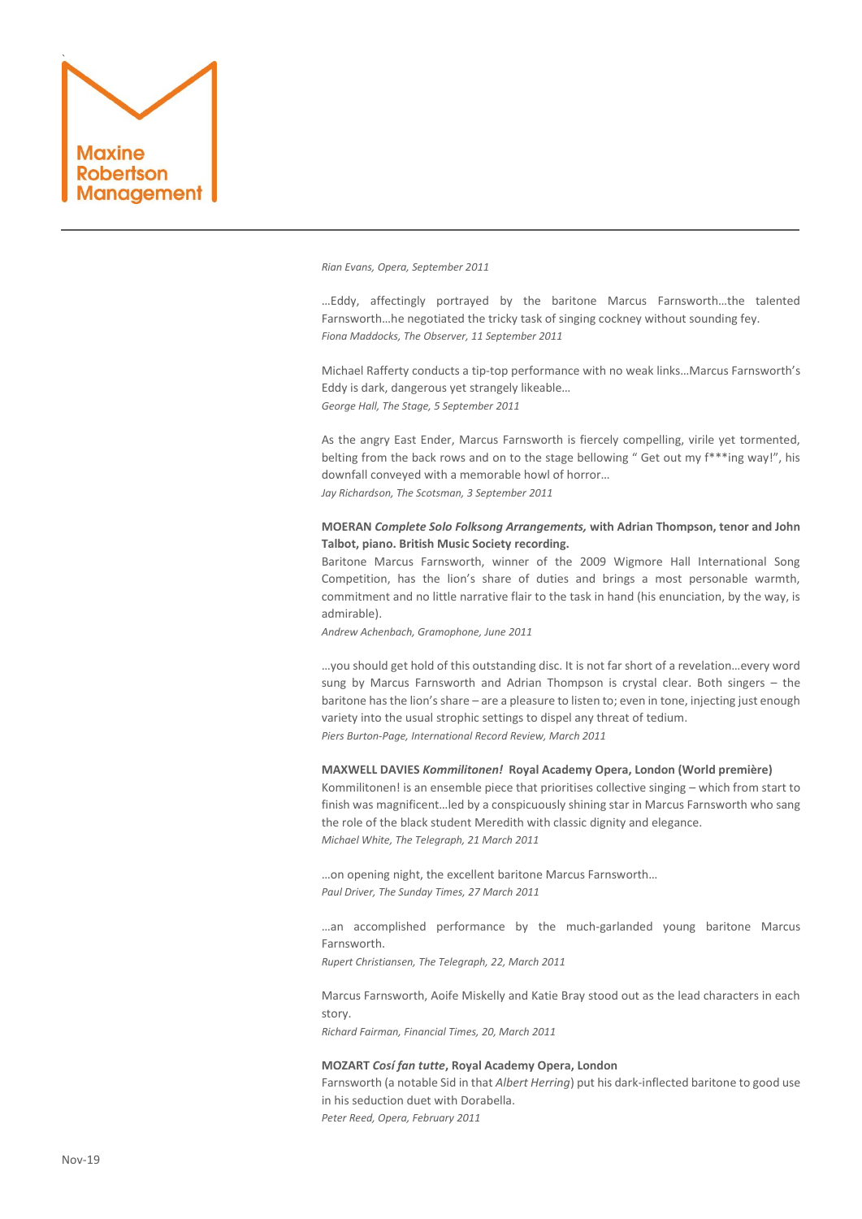*Rian Evans, Opera, September 2011*

…Eddy, affectingly portrayed by the baritone Marcus Farnsworth…the talented Farnsworth…he negotiated the tricky task of singing cockney without sounding fey.
*Fiona Maddocks, The Observer, 11 September 2011*

Michael Rafferty conducts a tip-top performance with no weak links…Marcus Farnsworth's Eddy is dark, dangerous yet strangely likeable…
*George Hall, The Stage, 5 September 2011*

As the angry East Ender, Marcus Farnsworth is fiercely compelling, virile yet tormented, belting from the back rows and on to the stage bellowing " Get out my f***ing way!", his downfall conveyed with a memorable howl of horror…
*Jay Richardson, The Scotsman, 3 September 2011*

**MOERAN *Complete Solo Folksong Arrangements,* with Adrian Thompson, tenor and John Talbot, piano. British Music Society recording.**
Baritone Marcus Farnsworth, winner of the 2009 Wigmore Hall International Song Competition, has the lion's share of duties and brings a most personable warmth, commitment and no little narrative flair to the task in hand (his enunciation, by the way, is admirable).
*Andrew Achenbach, Gramophone, June 2011*

…you should get hold of this outstanding disc. It is not far short of a revelation…every word sung by Marcus Farnsworth and Adrian Thompson is crystal clear. Both singers – the baritone has the lion's share – are a pleasure to listen to; even in tone, injecting just enough variety into the usual strophic settings to dispel any threat of tedium.
*Piers Burton-Page, International Record Review, March 2011*

**MAXWELL DAVIES *Kommilitonen!* Royal Academy Opera, London (World première)**
Kommilitonen! is an ensemble piece that prioritises collective singing – which from start to finish was magnificent…led by a conspicuously shining star in Marcus Farnsworth who sang the role of the black student Meredith with classic dignity and elegance.
*Michael White, The Telegraph, 21 March 2011*

…on opening night, the excellent baritone Marcus Farnsworth…
*Paul Driver, The Sunday Times, 27 March 2011*

…an accomplished performance by the much-garlanded young baritone Marcus Farnsworth.
*Rupert Christiansen, The Telegraph, 22, March 2011*

Marcus Farnsworth, Aoife Miskelly and Katie Bray stood out as the lead characters in each story.
*Richard Fairman, Financial Times, 20, March 2011*

**MOZART *Cosí fan tutte*, Royal Academy Opera, London**
Farnsworth (a notable Sid in that *Albert Herring*) put his dark-inflected baritone to good use in his seduction duet with Dorabella.
*Peter Reed, Opera, February 2011*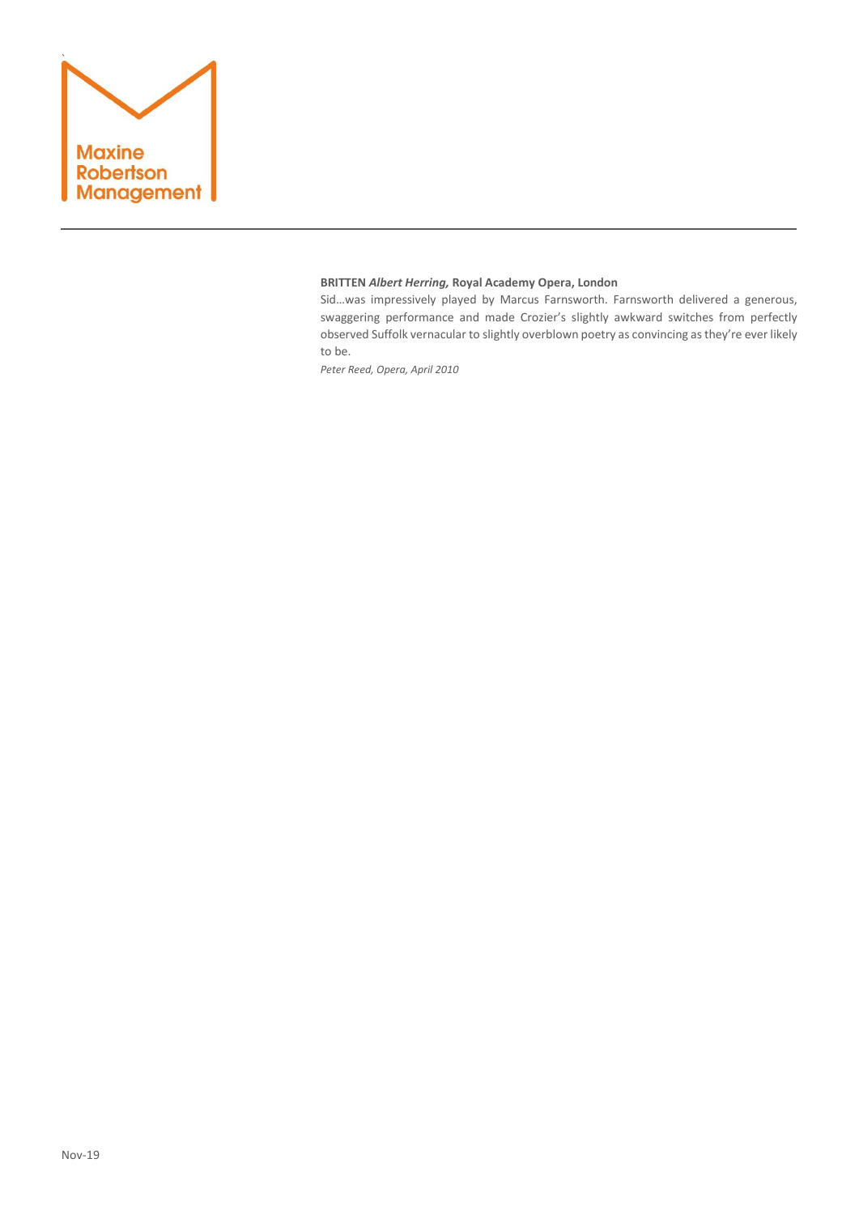**BRITTEN *Albert Herring,* Royal Academy Opera, London**

Sid…was impressively played by Marcus Farnsworth. Farnsworth delivered a generous, swaggering performance and made Crozier's slightly awkward switches from perfectly observed Suffolk vernacular to slightly overblown poetry as convincing as they're ever likely to be.

*Peter Reed, Opera, April 2010*